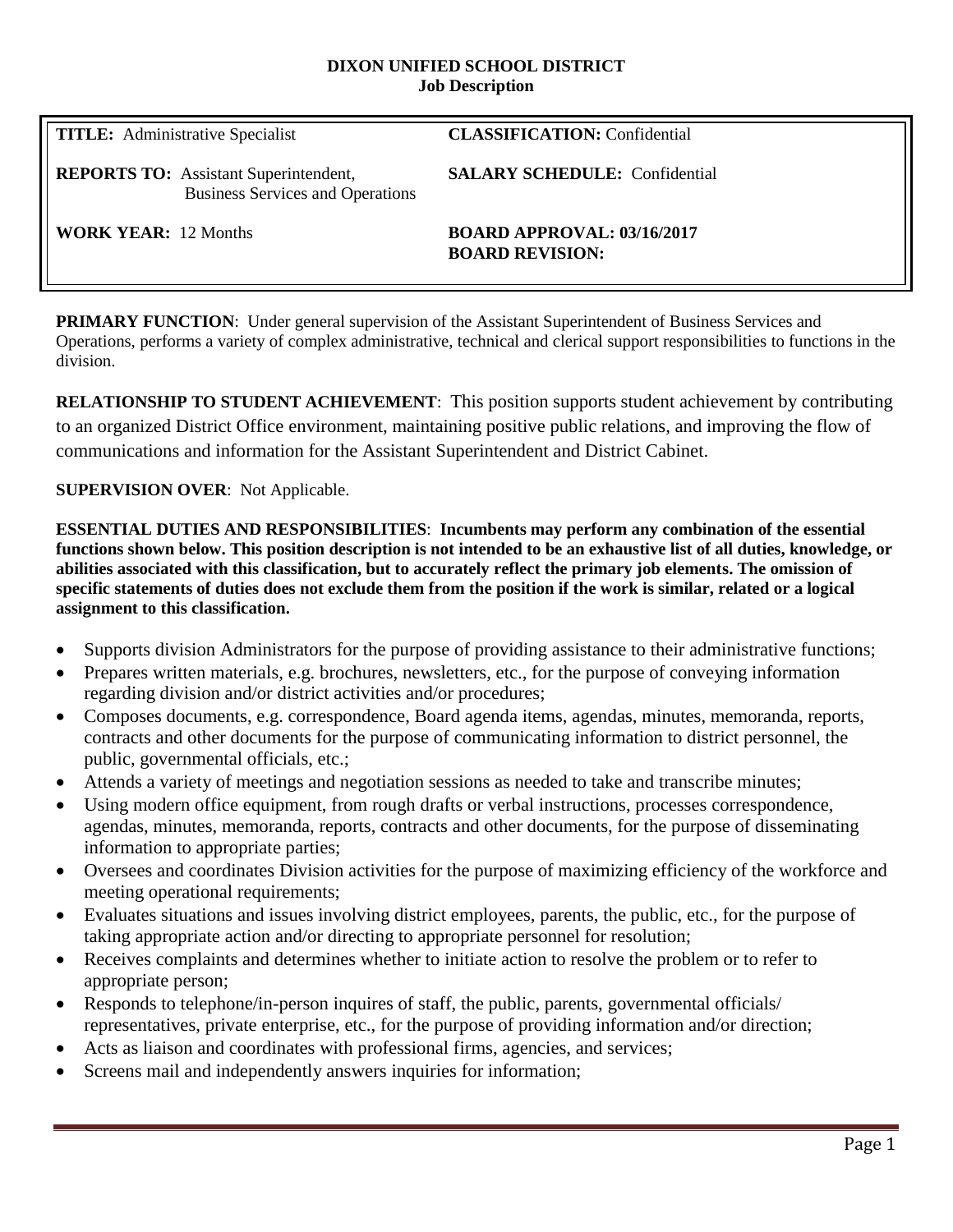# DIXON UNIFIED SCHOOL DISTRICT
## Job Description

| | |
|---|---|
| **TITLE:** Administrative Specialist | **CLASSIFICATION:** Confidential |
| **REPORTS TO:** Assistant Superintendent, Business Services and Operations | **SALARY SCHEDULE:** Confidential |
| **WORK YEAR:** 12 Months | **BOARD APPROVAL: 03/16/2017** **BOARD REVISION:** |

**PRIMARY FUNCTION**: Under general supervision of the Assistant Superintendent of Business Services and Operations, performs a variety of complex administrative, technical and clerical support responsibilities to functions in the division.

**RELATIONSHIP TO STUDENT ACHIEVEMENT**: This position supports student achievement by contributing to an organized District Office environment, maintaining positive public relations, and improving the flow of communications and information for the Assistant Superintendent and District Cabinet.

**SUPERVISION OVER**: Not Applicable.

**ESSENTIAL DUTIES AND RESPONSIBILITIES**: **Incumbents may perform any combination of the essential functions shown below. This position description is not intended to be an exhaustive list of all duties, knowledge, or abilities associated with this classification, but to accurately reflect the primary job elements. The omission of specific statements of duties does not exclude them from the position if the work is similar, related or a logical assignment to this classification.**

- Supports division Administrators for the purpose of providing assistance to their administrative functions;
- Prepares written materials, e.g. brochures, newsletters, etc., for the purpose of conveying information regarding division and/or district activities and/or procedures;
- Composes documents, e.g. correspondence, Board agenda items, agendas, minutes, memoranda, reports, contracts and other documents for the purpose of communicating information to district personnel, the public, governmental officials, etc.;
- Attends a variety of meetings and negotiation sessions as needed to take and transcribe minutes;
- Using modern office equipment, from rough drafts or verbal instructions, processes correspondence, agendas, minutes, memoranda, reports, contracts and other documents, for the purpose of disseminating information to appropriate parties;
- Oversees and coordinates Division activities for the purpose of maximizing efficiency of the workforce and meeting operational requirements;
- Evaluates situations and issues involving district employees, parents, the public, etc., for the purpose of taking appropriate action and/or directing to appropriate personnel for resolution;
- Receives complaints and determines whether to initiate action to resolve the problem or to refer to appropriate person;
- Responds to telephone/in-person inquires of staff, the public, parents, governmental officials/ representatives, private enterprise, etc., for the purpose of providing information and/or direction;
- Acts as liaison and coordinates with professional firms, agencies, and services;
- Screens mail and independently answers inquiries for information;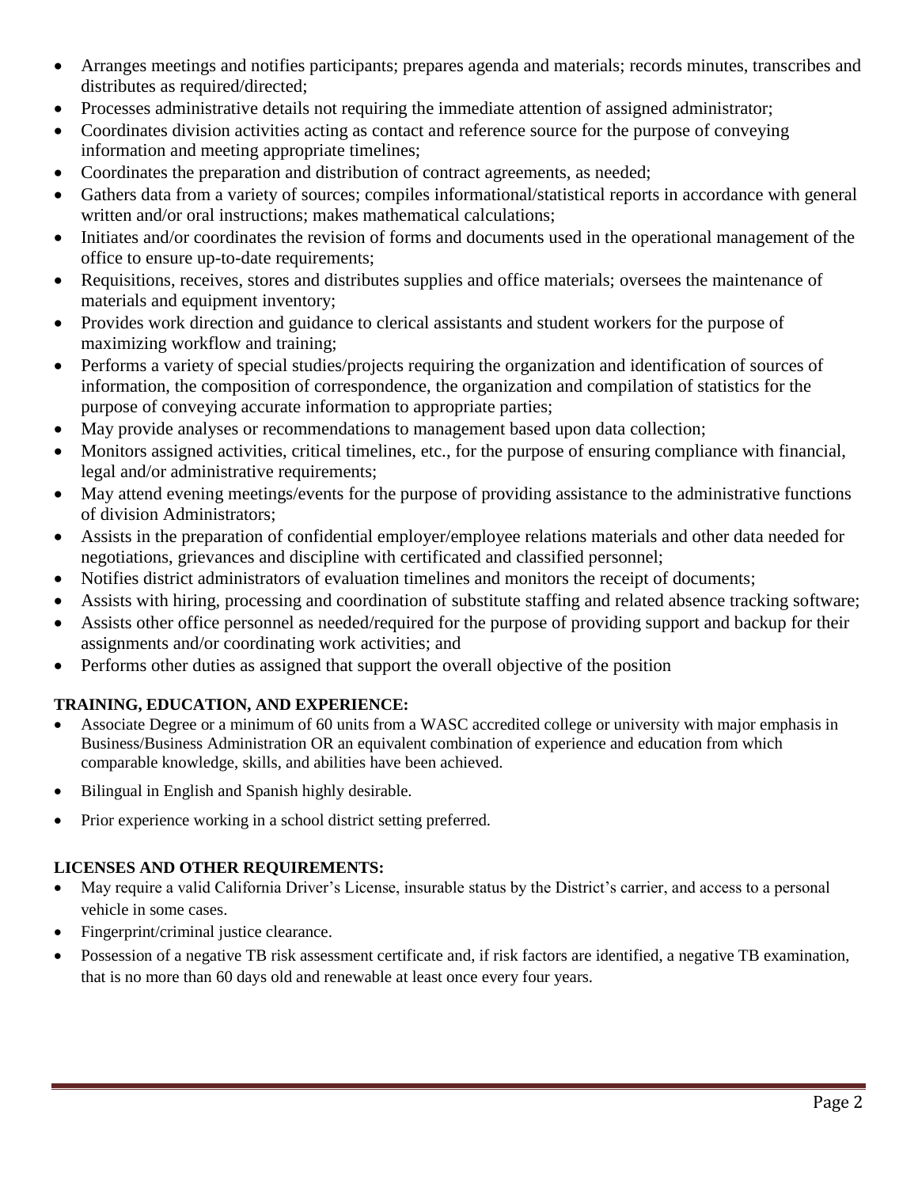- Arranges meetings and notifies participants; prepares agenda and materials; records minutes, transcribes and distributes as required/directed;
- Processes administrative details not requiring the immediate attention of assigned administrator;
- Coordinates division activities acting as contact and reference source for the purpose of conveying information and meeting appropriate timelines;
- Coordinates the preparation and distribution of contract agreements, as needed;
- Gathers data from a variety of sources; compiles informational/statistical reports in accordance with general written and/or oral instructions; makes mathematical calculations;
- Initiates and/or coordinates the revision of forms and documents used in the operational management of the office to ensure up-to-date requirements;
- Requisitions, receives, stores and distributes supplies and office materials; oversees the maintenance of materials and equipment inventory;
- Provides work direction and guidance to clerical assistants and student workers for the purpose of maximizing workflow and training;
- Performs a variety of special studies/projects requiring the organization and identification of sources of information, the composition of correspondence, the organization and compilation of statistics for the purpose of conveying accurate information to appropriate parties;
- May provide analyses or recommendations to management based upon data collection;
- Monitors assigned activities, critical timelines, etc., for the purpose of ensuring compliance with financial, legal and/or administrative requirements;
- May attend evening meetings/events for the purpose of providing assistance to the administrative functions of division Administrators;
- Assists in the preparation of confidential employer/employee relations materials and other data needed for negotiations, grievances and discipline with certificated and classified personnel;
- Notifies district administrators of evaluation timelines and monitors the receipt of documents;
- Assists with hiring, processing and coordination of substitute staffing and related absence tracking software;
- Assists other office personnel as needed/required for the purpose of providing support and backup for their assignments and/or coordinating work activities; and
- Performs other duties as assigned that support the overall objective of the position

**TRAINING, EDUCATION, AND EXPERIENCE:**

- Associate Degree or a minimum of 60 units from a WASC accredited college or university with major emphasis in Business/Business Administration OR an equivalent combination of experience and education from which comparable knowledge, skills, and abilities have been achieved.
- Bilingual in English and Spanish highly desirable.
- Prior experience working in a school district setting preferred.

**LICENSES AND OTHER REQUIREMENTS:**

- May require a valid California Driver's License, insurable status by the District's carrier, and access to a personal vehicle in some cases.
- Fingerprint/criminal justice clearance.
- Possession of a negative TB risk assessment certificate and, if risk factors are identified, a negative TB examination, that is no more than 60 days old and renewable at least once every four years.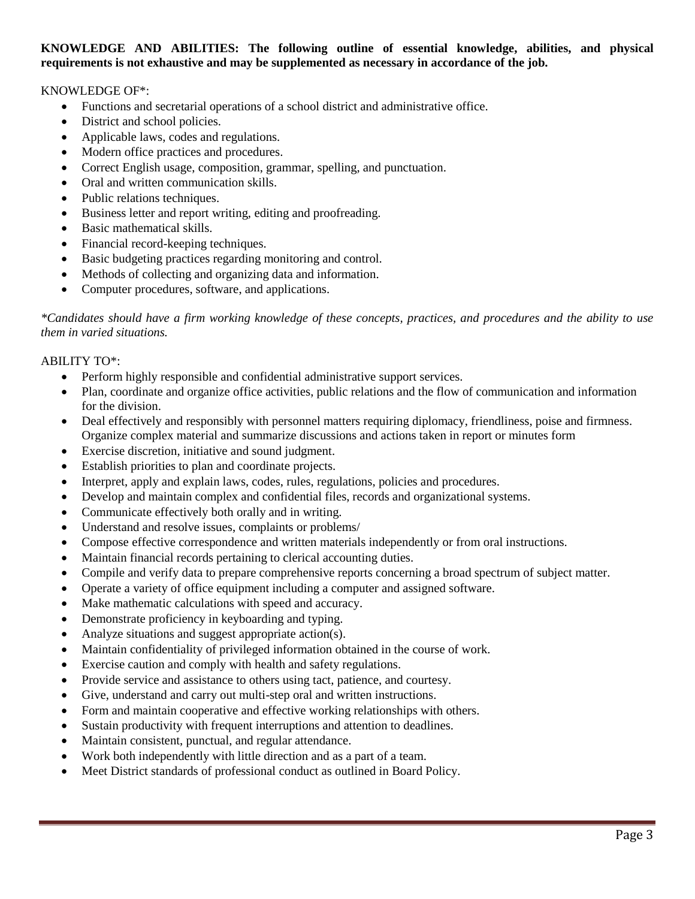**KNOWLEDGE AND ABILITIES: The following outline of essential knowledge, abilities, and physical requirements is not exhaustive and may be supplemented as necessary in accordance of the job.**

KNOWLEDGE OF*:

- Functions and secretarial operations of a school district and administrative office.
- District and school policies.
- Applicable laws, codes and regulations.
- Modern office practices and procedures.
- Correct English usage, composition, grammar, spelling, and punctuation.
- Oral and written communication skills.
- Public relations techniques.
- Business letter and report writing, editing and proofreading.
- Basic mathematical skills.
- Financial record-keeping techniques.
- Basic budgeting practices regarding monitoring and control.
- Methods of collecting and organizing data and information.
- Computer procedures, software, and applications.

*\*Candidates should have a firm working knowledge of these concepts, practices, and procedures and the ability to use them in varied situations.*

ABILITY TO*:

- Perform highly responsible and confidential administrative support services.
- Plan, coordinate and organize office activities, public relations and the flow of communication and information for the division.
- Deal effectively and responsibly with personnel matters requiring diplomacy, friendliness, poise and firmness. Organize complex material and summarize discussions and actions taken in report or minutes form
- Exercise discretion, initiative and sound judgment.
- Establish priorities to plan and coordinate projects.
- Interpret, apply and explain laws, codes, rules, regulations, policies and procedures.
- Develop and maintain complex and confidential files, records and organizational systems.
- Communicate effectively both orally and in writing.
- Understand and resolve issues, complaints or problems/
- Compose effective correspondence and written materials independently or from oral instructions.
- Maintain financial records pertaining to clerical accounting duties.
- Compile and verify data to prepare comprehensive reports concerning a broad spectrum of subject matter.
- Operate a variety of office equipment including a computer and assigned software.
- Make mathematic calculations with speed and accuracy.
- Demonstrate proficiency in keyboarding and typing.
- Analyze situations and suggest appropriate action(s).
- Maintain confidentiality of privileged information obtained in the course of work.
- Exercise caution and comply with health and safety regulations.
- Provide service and assistance to others using tact, patience, and courtesy.
- Give, understand and carry out multi-step oral and written instructions.
- Form and maintain cooperative and effective working relationships with others.
- Sustain productivity with frequent interruptions and attention to deadlines.
- Maintain consistent, punctual, and regular attendance.
- Work both independently with little direction and as a part of a team.
- Meet District standards of professional conduct as outlined in Board Policy.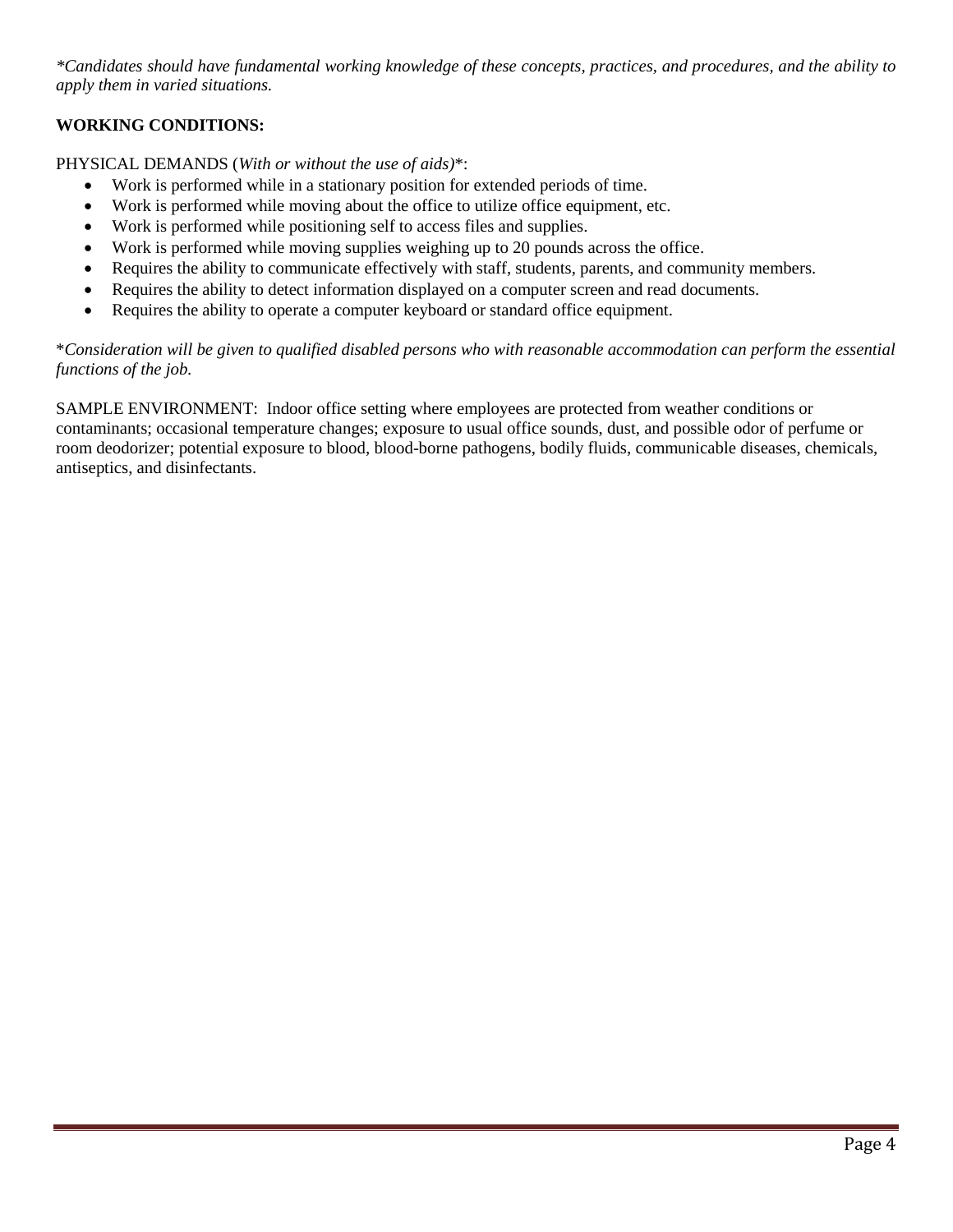*\*Candidates should have fundamental working knowledge of these concepts, practices, and procedures, and the ability to apply them in varied situations.*

**WORKING CONDITIONS:**

PHYSICAL DEMANDS (*With or without the use of aids)*\*:

- Work is performed while in a stationary position for extended periods of time.
- Work is performed while moving about the office to utilize office equipment, etc.
- Work is performed while positioning self to access files and supplies.
- Work is performed while moving supplies weighing up to 20 pounds across the office.
- Requires the ability to communicate effectively with staff, students, parents, and community members.
- Requires the ability to detect information displayed on a computer screen and read documents.
- Requires the ability to operate a computer keyboard or standard office equipment.

\**Consideration will be given to qualified disabled persons who with reasonable accommodation can perform the essential functions of the job.*

SAMPLE ENVIRONMENT: Indoor office setting where employees are protected from weather conditions or contaminants; occasional temperature changes; exposure to usual office sounds, dust, and possible odor of perfume or room deodorizer; potential exposure to blood, blood-borne pathogens, bodily fluids, communicable diseases, chemicals, antiseptics, and disinfectants.